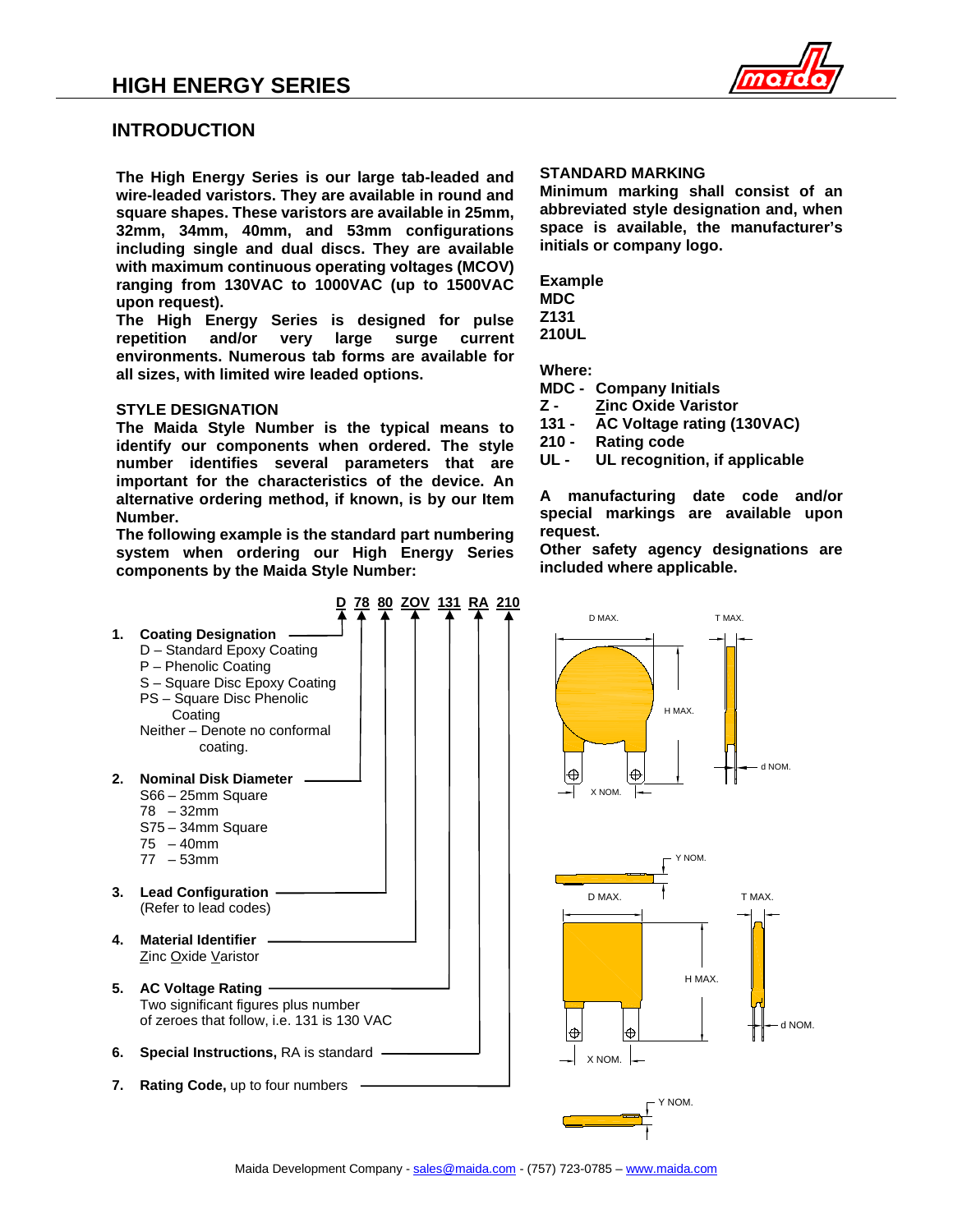# HIGH ENERGY SERIES

## INTRODUCTION

**The High Energy Series is our large tab-leaded and wire-leaded varistors. They are available in round and square shapes. These varistors are available in 25mm, 32mm, 34mm, 40mm, and 53mm configurations including single and dual discs. They are available with maximum continuous operating voltages (MCOV) ranging from 130VAC to 1000VAC (up to 1500VAC upon request).**

**The High Energy Series is designed for pulse repetition and/or very large surge current environments. Numerous tab forms are available for all sizes, with limited wire leaded options.**

### STYLE DESIGNATION

**The Maida Style Number is the typical means to identify our components when ordered. The style number identifies several parameters that are important for the characteristics of the device. An alternative ordering method, if known, is by our Item Number.**

**The following example is the standard part numbering system when ordering our High Energy Series components by the Maida Style Number:**

**D 78 80 ZOV 131 RA 210**

1. **Coating Designation**
   D – Standard Epoxy Coating
   P – Phenolic Coating
   S – Square Disc Epoxy Coating
   PS – Square Disc Phenolic Coating
   Neither – Denote no conformal coating.

2. **Nominal Disk Diameter**
   S66 – 25mm Square
   78 – 32mm
   S75 – 34mm Square
   75 – 40mm
   77 – 53mm

3. **Lead Configuration**
   (Refer to lead codes)

4. **Material Identifier**
   Zinc Oxide Varistor

5. **AC Voltage Rating**
   Two significant figures plus number of zeroes that follow, i.e. 131 is 130 VAC

6. **Special Instructions,** RA is standard

7. **Rating Code,** up to four numbers

### STANDARD MARKING

**Minimum marking shall consist of an abbreviated style designation and, when space is available, the manufacturer's initials or company logo.**

**Example**
**MDC**
**Z131**
**210UL**

**Where:**
**MDC - Company Initials**
**Z - Zinc Oxide Varistor**
**131 - AC Voltage rating (130VAC)**
**210 - Rating code**
**UL - UL recognition, if applicable**

**A manufacturing date code and/or special markings are available upon request.**
**Other safety agency designations are included where applicable.**

D MAX.
T MAX.
H MAX.
d NOM.
X NOM.
Y NOM.

D MAX.
T MAX.
H MAX.
d NOM.
X NOM.
Y NOM.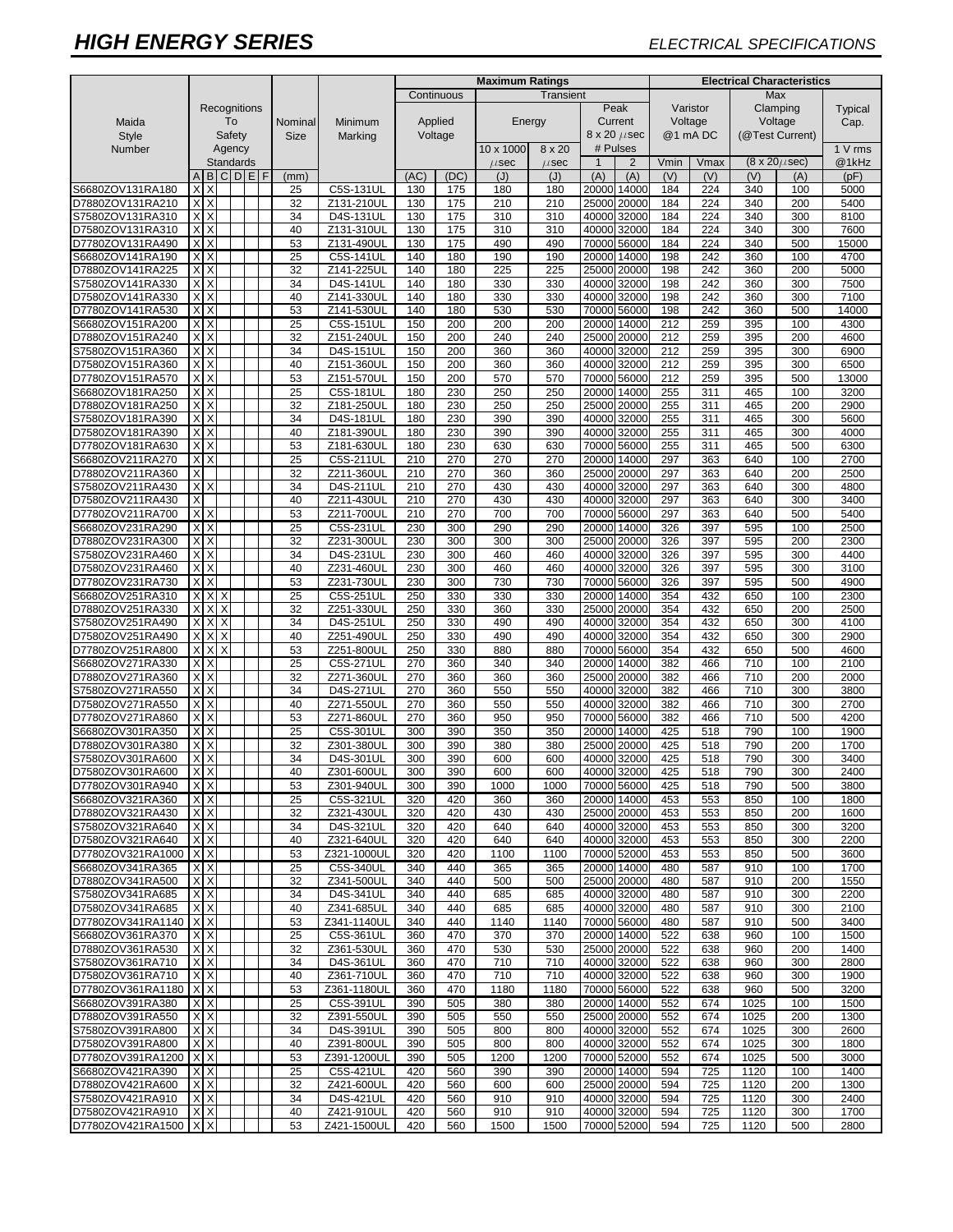| Maida Style Number | Recognitions To Safety Agency Standards | | | | | | Nominal Size | Minimum Marking | Maximum Ratings – Continuous Applied Voltage | | Maximum Ratings – Transient Energy | | Transient Peak Current 8 x 20 μsec # Pulses | | Electrical Characteristics – Varistor Voltage @1 mA DC | | Max Clamping Voltage (@Test Current) (8 x 20 μsec) | | Typical Cap. 1 V rms @1kHz |
|---|---|---|---|---|---|---|---|---|---|---|---|---|---|---|---|---|---|---|---|
| | A | B | C | D | E | F | (mm) | | (AC) | (DC) | 10 x 1000 μsec (J) | 8 x 20 μsec (J) | 1 (A) | 2 (A) | Vmin (V) | Vmax (V) | (V) | (A) | (pF) |
| S6680ZOV131RA180 | X | X | | | | | 25 | C5S-131UL | 130 | 175 | 180 | 180 | 20000 | 14000 | 184 | 224 | 340 | 100 | 5000 |
| D7880ZOV131RA210 | X | X | | | | | 32 | Z131-210UL | 130 | 175 | 210 | 210 | 25000 | 20000 | 184 | 224 | 340 | 200 | 5400 |
| S7580ZOV131RA310 | X | X | | | | | 34 | D4S-131UL | 130 | 175 | 310 | 310 | 40000 | 32000 | 184 | 224 | 340 | 300 | 8100 |
| D7580ZOV131RA310 | X | X | | | | | 40 | Z131-310UL | 130 | 175 | 310 | 310 | 40000 | 32000 | 184 | 224 | 340 | 300 | 7600 |
| D7780ZOV131RA490 | X | X | | | | | 53 | Z131-490UL | 130 | 175 | 490 | 490 | 70000 | 56000 | 184 | 224 | 340 | 500 | 15000 |
| S6680ZOV141RA190 | X | X | | | | | 25 | C5S-141UL | 140 | 180 | 190 | 190 | 20000 | 14000 | 198 | 242 | 360 | 100 | 4700 |
| D7880ZOV141RA225 | X | X | | | | | 32 | Z141-225UL | 140 | 180 | 225 | 225 | 25000 | 20000 | 198 | 242 | 360 | 200 | 5000 |
| S7580ZOV141RA330 | X | X | | | | | 34 | D4S-141UL | 140 | 180 | 330 | 330 | 40000 | 32000 | 198 | 242 | 360 | 300 | 7500 |
| D7580ZOV141RA330 | X | X | | | | | 40 | Z141-330UL | 140 | 180 | 330 | 330 | 40000 | 32000 | 198 | 242 | 360 | 300 | 7100 |
| D7780ZOV141RA530 | X | X | | | | | 53 | Z141-530UL | 140 | 180 | 530 | 530 | 70000 | 56000 | 198 | 242 | 360 | 500 | 14000 |
| S6680ZOV151RA200 | X | X | | | | | 25 | C5S-151UL | 150 | 200 | 200 | 200 | 20000 | 14000 | 212 | 259 | 395 | 100 | 4300 |
| D7880ZOV151RA240 | X | X | | | | | 32 | Z151-240UL | 150 | 200 | 240 | 240 | 25000 | 20000 | 212 | 259 | 395 | 200 | 4600 |
| S7580ZOV151RA360 | X | X | | | | | 34 | D4S-151UL | 150 | 200 | 360 | 360 | 40000 | 32000 | 212 | 259 | 395 | 300 | 6900 |
| D7580ZOV151RA360 | X | X | | | | | 40 | Z151-360UL | 150 | 200 | 360 | 360 | 40000 | 32000 | 212 | 259 | 395 | 300 | 6500 |
| D7780ZOV151RA570 | X | X | | | | | 53 | Z151-570UL | 150 | 200 | 570 | 570 | 70000 | 56000 | 212 | 259 | 395 | 500 | 13000 |
| S6680ZOV181RA250 | X | X | | | | | 25 | C5S-181UL | 180 | 230 | 250 | 250 | 20000 | 14000 | 255 | 311 | 465 | 100 | 3200 |
| D7880ZOV181RA250 | X | X | | | | | 32 | Z181-250UL | 180 | 230 | 250 | 250 | 25000 | 20000 | 255 | 311 | 465 | 200 | 2900 |
| S7580ZOV181RA390 | X | X | | | | | 34 | D4S-181UL | 180 | 230 | 390 | 390 | 40000 | 32000 | 255 | 311 | 465 | 300 | 5600 |
| D7580ZOV181RA390 | X | X | | | | | 40 | Z181-390UL | 180 | 230 | 390 | 390 | 40000 | 32000 | 255 | 311 | 465 | 300 | 4000 |
| D7780ZOV181RA630 | X | X | | | | | 53 | Z181-630UL | 180 | 230 | 630 | 630 | 70000 | 56000 | 255 | 311 | 465 | 500 | 6300 |
| S6680ZOV211RA270 | X | X | | | | | 25 | C5S-211UL | 210 | 270 | 270 | 270 | 20000 | 14000 | 297 | 363 | 640 | 100 | 2700 |
| D7880ZOV211RA360 | X | | | | | | 32 | Z211-360UL | 210 | 270 | 360 | 360 | 25000 | 20000 | 297 | 363 | 640 | 200 | 2500 |
| S7580ZOV211RA430 | X | X | | | | | 34 | D4S-211UL | 210 | 270 | 430 | 430 | 40000 | 32000 | 297 | 363 | 640 | 300 | 4800 |
| D7580ZOV211RA430 | X | | | | | | 40 | Z211-430UL | 210 | 270 | 430 | 430 | 40000 | 32000 | 297 | 363 | 640 | 300 | 3400 |
| D7780ZOV211RA700 | X | X | | | | | 53 | Z211-700UL | 210 | 270 | 700 | 700 | 70000 | 56000 | 297 | 363 | 640 | 500 | 5400 |
| S6680ZOV231RA290 | X | X | | | | | 25 | C5S-231UL | 230 | 300 | 290 | 290 | 20000 | 14000 | 326 | 397 | 595 | 100 | 2500 |
| D7880ZOV231RA300 | X | X | | | | | 32 | Z231-300UL | 230 | 300 | 300 | 300 | 25000 | 20000 | 326 | 397 | 595 | 200 | 2300 |
| S7580ZOV231RA460 | X | X | | | | | 34 | D4S-231UL | 230 | 300 | 460 | 460 | 40000 | 32000 | 326 | 397 | 595 | 300 | 4400 |
| D7580ZOV231RA460 | X | X | | | | | 40 | Z231-460UL | 230 | 300 | 460 | 460 | 40000 | 32000 | 326 | 397 | 595 | 300 | 3100 |
| D7780ZOV231RA730 | X | X | | | | | 53 | Z231-730UL | 230 | 300 | 730 | 730 | 70000 | 56000 | 326 | 397 | 595 | 500 | 4900 |
| S6680ZOV251RA310 | X | X | X | | | | 25 | C5S-251UL | 250 | 330 | 330 | 330 | 20000 | 14000 | 354 | 432 | 650 | 100 | 2300 |
| D7880ZOV251RA330 | X | X | X | | | | 32 | Z251-330UL | 250 | 330 | 360 | 330 | 25000 | 20000 | 354 | 432 | 650 | 200 | 2500 |
| S7580ZOV251RA490 | X | X | X | | | | 34 | D4S-251UL | 250 | 330 | 490 | 490 | 40000 | 32000 | 354 | 432 | 650 | 300 | 4100 |
| D7580ZOV251RA490 | X | X | X | | | | 40 | Z251-490UL | 250 | 330 | 490 | 490 | 40000 | 32000 | 354 | 432 | 650 | 300 | 2900 |
| D7780ZOV251RA800 | X | X | X | | | | 53 | Z251-800UL | 250 | 330 | 880 | 880 | 70000 | 56000 | 354 | 432 | 650 | 500 | 4600 |
| S6680ZOV271RA330 | X | X | | | | | 25 | C5S-271UL | 270 | 360 | 340 | 340 | 20000 | 14000 | 382 | 466 | 710 | 100 | 2100 |
| D7880ZOV271RA360 | X | X | | | | | 32 | Z271-360UL | 270 | 360 | 360 | 360 | 25000 | 20000 | 382 | 466 | 710 | 200 | 2000 |
| S7580ZOV271RA550 | X | X | | | | | 34 | D4S-271UL | 270 | 360 | 550 | 550 | 40000 | 32000 | 382 | 466 | 710 | 300 | 3800 |
| D7580ZOV271RA550 | X | X | | | | | 40 | Z271-550UL | 270 | 360 | 550 | 550 | 40000 | 32000 | 382 | 466 | 710 | 300 | 2700 |
| D7780ZOV271RA860 | X | X | | | | | 53 | Z271-860UL | 270 | 360 | 950 | 950 | 70000 | 56000 | 382 | 466 | 710 | 500 | 4200 |
| S6680ZOV301RA350 | X | X | | | | | 25 | C5S-301UL | 300 | 390 | 350 | 350 | 20000 | 14000 | 425 | 518 | 790 | 100 | 1900 |
| D7880ZOV301RA380 | X | X | | | | | 32 | Z301-380UL | 300 | 390 | 380 | 380 | 25000 | 20000 | 425 | 518 | 790 | 200 | 1700 |
| S7580ZOV301RA600 | X | X | | | | | 34 | D4S-301UL | 300 | 390 | 600 | 600 | 40000 | 32000 | 425 | 518 | 790 | 300 | 3400 |
| D7580ZOV301RA600 | X | X | | | | | 40 | Z301-600UL | 300 | 390 | 600 | 600 | 40000 | 32000 | 425 | 518 | 790 | 300 | 2400 |
| D7780ZOV301RA940 | X | X | | | | | 53 | Z301-940UL | 300 | 390 | 1000 | 1000 | 70000 | 56000 | 425 | 518 | 790 | 500 | 3800 |
| S6680ZOV321RA360 | X | X | | | | | 25 | C5S-321UL | 320 | 420 | 360 | 360 | 20000 | 14000 | 453 | 553 | 850 | 100 | 1800 |
| D7880ZOV321RA430 | X | X | | | | | 32 | Z321-430UL | 320 | 420 | 430 | 430 | 25000 | 20000 | 453 | 553 | 850 | 200 | 1600 |
| S7580ZOV321RA640 | X | X | | | | | 34 | D4S-321UL | 320 | 420 | 640 | 640 | 40000 | 32000 | 453 | 553 | 850 | 300 | 3200 |
| D7580ZOV321RA640 | X | X | | | | | 40 | Z321-640UL | 320 | 420 | 640 | 640 | 40000 | 32000 | 453 | 553 | 850 | 300 | 2200 |
| D7780ZOV321RA1000 | X | X | | | | | 53 | Z321-1000UL | 320 | 420 | 1100 | 1100 | 70000 | 52000 | 453 | 553 | 850 | 500 | 3600 |
| S6680ZOV341RA365 | X | X | | | | | 25 | C5S-340UL | 340 | 440 | 365 | 365 | 20000 | 14000 | 480 | 587 | 910 | 100 | 1700 |
| D7880ZOV341RA500 | X | X | | | | | 32 | Z341-500UL | 340 | 440 | 500 | 500 | 25000 | 20000 | 480 | 587 | 910 | 200 | 1550 |
| S7580ZOV341RA685 | X | X | | | | | 34 | D4S-341UL | 340 | 440 | 685 | 685 | 40000 | 32000 | 480 | 587 | 910 | 300 | 2200 |
| D7580ZOV341RA685 | X | X | | | | | 40 | Z341-685UL | 340 | 440 | 685 | 685 | 40000 | 32000 | 480 | 587 | 910 | 300 | 2100 |
| D7780ZOV341RA1140 | X | X | | | | | 53 | Z341-1140UL | 340 | 440 | 1140 | 1140 | 70000 | 56000 | 480 | 587 | 910 | 500 | 3400 |
| S6680ZOV361RA370 | X | X | | | | | 25 | C5S-361UL | 360 | 470 | 370 | 370 | 20000 | 14000 | 522 | 638 | 960 | 100 | 1500 |
| D7880ZOV361RA530 | X | X | | | | | 32 | Z361-530UL | 360 | 470 | 530 | 530 | 25000 | 20000 | 522 | 638 | 960 | 200 | 1400 |
| S7580ZOV361RA710 | X | X | | | | | 34 | D4S-361UL | 360 | 470 | 710 | 710 | 40000 | 32000 | 522 | 638 | 960 | 300 | 2800 |
| D7580ZOV361RA710 | X | X | | | | | 40 | Z361-710UL | 360 | 470 | 710 | 710 | 40000 | 32000 | 522 | 638 | 960 | 300 | 1900 |
| D7780ZOV361RA1180 | X | X | | | | | 53 | Z361-1180UL | 360 | 470 | 1180 | 1180 | 70000 | 56000 | 522 | 638 | 960 | 500 | 3200 |
| S6680ZOV391RA380 | X | X | | | | | 25 | C5S-391UL | 390 | 505 | 380 | 380 | 20000 | 14000 | 552 | 674 | 1025 | 100 | 1500 |
| D7880ZOV391RA550 | X | X | | | | | 32 | Z391-550UL | 390 | 505 | 550 | 550 | 25000 | 20000 | 552 | 674 | 1025 | 200 | 1300 |
| S7580ZOV391RA800 | X | X | | | | | 34 | D4S-391UL | 390 | 505 | 800 | 800 | 40000 | 32000 | 552 | 674 | 1025 | 300 | 2600 |
| D7580ZOV391RA800 | X | X | | | | | 40 | Z391-800UL | 390 | 505 | 800 | 800 | 40000 | 32000 | 552 | 674 | 1025 | 300 | 1800 |
| D7780ZOV391RA1200 | X | X | | | | | 53 | Z391-1200UL | 390 | 505 | 1200 | 1200 | 70000 | 52000 | 552 | 674 | 1025 | 500 | 3000 |
| S6680ZOV421RA390 | X | X | | | | | 25 | C5S-421UL | 420 | 560 | 390 | 390 | 20000 | 14000 | 594 | 725 | 1120 | 100 | 1400 |
| D7880ZOV421RA600 | X | X | | | | | 32 | Z421-600UL | 420 | 560 | 600 | 600 | 25000 | 20000 | 594 | 725 | 1120 | 200 | 1300 |
| S7580ZOV421RA910 | X | X | | | | | 34 | D4S-421UL | 420 | 560 | 910 | 910 | 40000 | 32000 | 594 | 725 | 1120 | 300 | 2400 |
| D7580ZOV421RA910 | X | X | | | | | 40 | Z421-910UL | 420 | 560 | 910 | 910 | 40000 | 32000 | 594 | 725 | 1120 | 300 | 1700 |
| D7780ZOV421RA1500 | X | X | | | | | 53 | Z421-1500UL | 420 | 560 | 1500 | 1500 | 70000 | 52000 | 594 | 725 | 1120 | 500 | 2800 |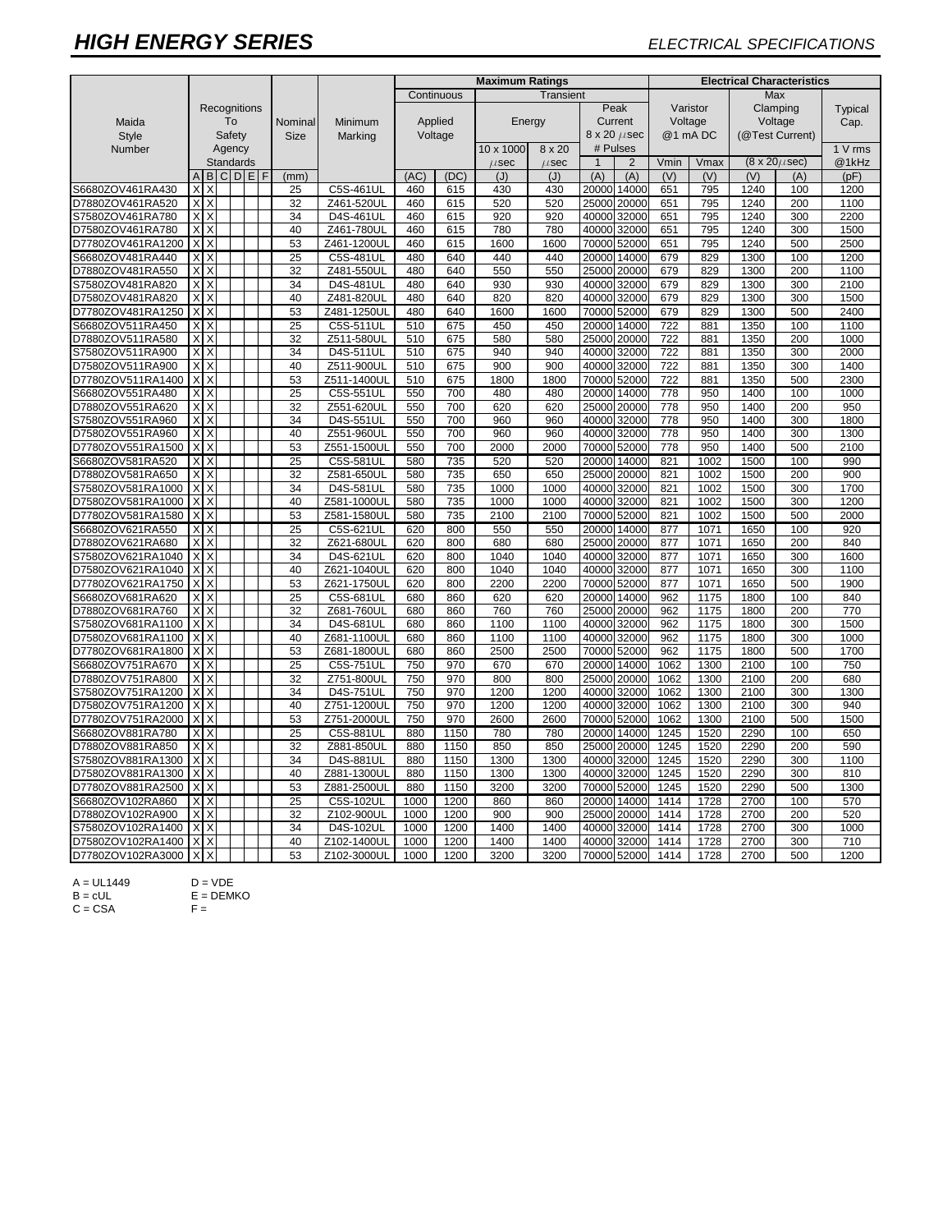# HIGH ENERGY SERIES

*ELECTRICAL SPECIFICATIONS*

| Maida Style Number | Recognitions To Safety Agency Standards | | | | | | Nominal Size | Minimum Marking | Maximum Ratings | | | | | | Electrical Characteristics | | | | |
|---|---|---|---|---|---|---|---|---|---|---|---|---|---|---|---|---|---|---|---|
| | | | | | | | | | Continuous | | Transient | | | | | | | | |
| | | | | | | | | | Applied Voltage | | Energy | | Peak Current 8 x 20 μsec # Pulses | | Varistor Voltage @1 mA DC | | Max Clamping Voltage (@Test Current) | | Typical Cap. |
| | | | | | | | | | | | 10 x 1000 μsec | 8 x 20 μsec | 1 | 2 | Vmin | Vmax | (8 x 20 μsec) | | 1 V rms @1kHz |
| | A | B | C | D | E | F | (mm) | | (AC) | (DC) | (J) | (J) | (A) | (A) | (V) | (V) | (V) | (A) | (pF) |
| S6680ZOV461RA430 | X | X | | | | | 25 | C5S-461UL | 460 | 615 | 430 | 430 | 20000 | 14000 | 651 | 795 | 1240 | 100 | 1200 |
| D7880ZOV461RA520 | X | X | | | | | 32 | Z461-520UL | 460 | 615 | 520 | 520 | 25000 | 20000 | 651 | 795 | 1240 | 200 | 1100 |
| S7580ZOV461RA780 | X | X | | | | | 34 | D4S-461UL | 460 | 615 | 920 | 920 | 40000 | 32000 | 651 | 795 | 1240 | 300 | 2200 |
| D7580ZOV461RA780 | X | X | | | | | 40 | Z461-780UL | 460 | 615 | 780 | 780 | 40000 | 32000 | 651 | 795 | 1240 | 300 | 1500 |
| D7780ZOV461RA1200 | X | X | | | | | 53 | Z461-1200UL | 460 | 615 | 1600 | 1600 | 70000 | 52000 | 651 | 795 | 1240 | 500 | 2500 |
| S6680ZOV481RA440 | X | X | | | | | 25 | C5S-481UL | 480 | 640 | 440 | 440 | 20000 | 14000 | 679 | 829 | 1300 | 100 | 1200 |
| D7880ZOV481RA550 | X | X | | | | | 32 | Z481-550UL | 480 | 640 | 550 | 550 | 25000 | 20000 | 679 | 829 | 1300 | 200 | 1100 |
| S7580ZOV481RA820 | X | X | | | | | 34 | D4S-481UL | 480 | 640 | 930 | 930 | 40000 | 32000 | 679 | 829 | 1300 | 300 | 2100 |
| D7580ZOV481RA820 | X | X | | | | | 40 | Z481-820UL | 480 | 640 | 820 | 820 | 40000 | 32000 | 679 | 829 | 1300 | 300 | 1500 |
| D7780ZOV481RA1250 | X | X | | | | | 53 | Z481-1250UL | 480 | 640 | 1600 | 1600 | 70000 | 52000 | 679 | 829 | 1300 | 500 | 2400 |
| S6680ZOV511RA450 | X | X | | | | | 25 | C5S-511UL | 510 | 675 | 450 | 450 | 20000 | 14000 | 722 | 881 | 1350 | 100 | 1100 |
| D7880ZOV511RA580 | X | X | | | | | 32 | Z511-580UL | 510 | 675 | 580 | 580 | 25000 | 20000 | 722 | 881 | 1350 | 200 | 1000 |
| S7580ZOV511RA900 | X | X | | | | | 34 | D4S-511UL | 510 | 675 | 940 | 940 | 40000 | 32000 | 722 | 881 | 1350 | 300 | 2000 |
| D7580ZOV511RA900 | X | X | | | | | 40 | Z511-900UL | 510 | 675 | 900 | 900 | 40000 | 32000 | 722 | 881 | 1350 | 300 | 1400 |
| D7780ZOV511RA1400 | X | X | | | | | 53 | Z511-1400UL | 510 | 675 | 1800 | 1800 | 70000 | 52000 | 722 | 881 | 1350 | 500 | 2300 |
| S6680ZOV551RA480 | X | X | | | | | 25 | C5S-551UL | 550 | 700 | 480 | 480 | 20000 | 14000 | 778 | 950 | 1400 | 100 | 1000 |
| D7880ZOV551RA620 | X | X | | | | | 32 | Z551-620UL | 550 | 700 | 620 | 620 | 25000 | 20000 | 778 | 950 | 1400 | 200 | 950 |
| S7580ZOV551RA960 | X | X | | | | | 34 | D4S-551UL | 550 | 700 | 960 | 960 | 40000 | 32000 | 778 | 950 | 1400 | 300 | 1800 |
| D7580ZOV551RA960 | X | X | | | | | 40 | Z551-960UL | 550 | 700 | 960 | 960 | 40000 | 32000 | 778 | 950 | 1400 | 300 | 1300 |
| D7780ZOV551RA1500 | X | X | | | | | 53 | Z551-1500UL | 550 | 700 | 2000 | 2000 | 70000 | 52000 | 778 | 950 | 1400 | 500 | 2100 |
| S6680ZOV581RA520 | X | X | | | | | 25 | C5S-581UL | 580 | 735 | 520 | 520 | 20000 | 14000 | 821 | 1002 | 1500 | 100 | 990 |
| D7880ZOV581RA650 | X | X | | | | | 32 | Z581-650UL | 580 | 735 | 650 | 650 | 25000 | 20000 | 821 | 1002 | 1500 | 200 | 900 |
| S7580ZOV581RA1000 | X | X | | | | | 34 | D4S-581UL | 580 | 735 | 1000 | 1000 | 40000 | 32000 | 821 | 1002 | 1500 | 300 | 1700 |
| D7580ZOV581RA1000 | X | X | | | | | 40 | Z581-1000UL | 580 | 735 | 1000 | 1000 | 40000 | 32000 | 821 | 1002 | 1500 | 300 | 1200 |
| D7780ZOV581RA1580 | X | X | | | | | 53 | Z581-1580UL | 580 | 735 | 2100 | 2100 | 70000 | 52000 | 821 | 1002 | 1500 | 500 | 2000 |
| S6680ZOV621RA550 | X | X | | | | | 25 | C5S-621UL | 620 | 800 | 550 | 550 | 20000 | 14000 | 877 | 1071 | 1650 | 100 | 920 |
| D7880ZOV621RA680 | X | X | | | | | 32 | Z621-680UL | 620 | 800 | 680 | 680 | 25000 | 20000 | 877 | 1071 | 1650 | 200 | 840 |
| S7580ZOV621RA1040 | X | X | | | | | 34 | D4S-621UL | 620 | 800 | 1040 | 1040 | 40000 | 32000 | 877 | 1071 | 1650 | 300 | 1600 |
| D7580ZOV621RA1040 | X | X | | | | | 40 | Z621-1040UL | 620 | 800 | 1040 | 1040 | 40000 | 32000 | 877 | 1071 | 1650 | 300 | 1100 |
| D7780ZOV621RA1750 | X | X | | | | | 53 | Z621-1750UL | 620 | 800 | 2200 | 2200 | 70000 | 52000 | 877 | 1071 | 1650 | 500 | 1900 |
| S6680ZOV681RA620 | X | X | | | | | 25 | C5S-681UL | 680 | 860 | 620 | 620 | 20000 | 14000 | 962 | 1175 | 1800 | 100 | 840 |
| D7880ZOV681RA760 | X | X | | | | | 32 | Z681-760UL | 680 | 860 | 760 | 760 | 25000 | 20000 | 962 | 1175 | 1800 | 200 | 770 |
| S7580ZOV681RA1100 | X | X | | | | | 34 | D4S-681UL | 680 | 860 | 1100 | 1100 | 40000 | 32000 | 962 | 1175 | 1800 | 300 | 1500 |
| D7580ZOV681RA1100 | X | X | | | | | 40 | Z681-1100UL | 680 | 860 | 1100 | 1100 | 40000 | 32000 | 962 | 1175 | 1800 | 300 | 1000 |
| D7780ZOV681RA1800 | X | X | | | | | 53 | Z681-1800UL | 680 | 860 | 2500 | 2500 | 70000 | 52000 | 962 | 1175 | 1800 | 500 | 1700 |
| S6680ZOV751RA670 | X | X | | | | | 25 | C5S-751UL | 750 | 970 | 670 | 670 | 20000 | 14000 | 1062 | 1300 | 2100 | 100 | 750 |
| D7880ZOV751RA800 | X | X | | | | | 32 | Z751-800UL | 750 | 970 | 800 | 800 | 25000 | 20000 | 1062 | 1300 | 2100 | 200 | 680 |
| S7580ZOV751RA1200 | X | X | | | | | 34 | D4S-751UL | 750 | 970 | 1200 | 1200 | 40000 | 32000 | 1062 | 1300 | 2100 | 300 | 1300 |
| D7580ZOV751RA1200 | X | X | | | | | 40 | Z751-1200UL | 750 | 970 | 1200 | 1200 | 40000 | 32000 | 1062 | 1300 | 2100 | 300 | 940 |
| D7780ZOV751RA2000 | X | X | | | | | 53 | Z751-2000UL | 750 | 970 | 2600 | 2600 | 70000 | 52000 | 1062 | 1300 | 2100 | 500 | 1500 |
| S6680ZOV881RA780 | X | X | | | | | 25 | C5S-881UL | 880 | 1150 | 780 | 780 | 20000 | 14000 | 1245 | 1520 | 2290 | 100 | 650 |
| D7880ZOV881RA850 | X | X | | | | | 32 | Z881-850UL | 880 | 1150 | 850 | 850 | 25000 | 20000 | 1245 | 1520 | 2290 | 200 | 590 |
| S7580ZOV881RA1300 | X | X | | | | | 34 | D4S-881UL | 880 | 1150 | 1300 | 1300 | 40000 | 32000 | 1245 | 1520 | 2290 | 300 | 1100 |
| D7580ZOV881RA1300 | X | X | | | | | 40 | Z881-1300UL | 880 | 1150 | 1300 | 1300 | 40000 | 32000 | 1245 | 1520 | 2290 | 300 | 810 |
| D7780ZOV881RA2500 | X | X | | | | | 53 | Z881-2500UL | 880 | 1150 | 3200 | 3200 | 70000 | 52000 | 1245 | 1520 | 2290 | 500 | 1300 |
| S6680ZOV102RA860 | X | X | | | | | 25 | C5S-102UL | 1000 | 1200 | 860 | 860 | 20000 | 14000 | 1414 | 1728 | 2700 | 100 | 570 |
| D7880ZOV102RA900 | X | X | | | | | 32 | Z102-900UL | 1000 | 1200 | 900 | 900 | 25000 | 20000 | 1414 | 1728 | 2700 | 200 | 520 |
| S7580ZOV102RA1400 | X | X | | | | | 34 | D4S-102UL | 1000 | 1200 | 1400 | 1400 | 40000 | 32000 | 1414 | 1728 | 2700 | 300 | 1000 |
| D7580ZOV102RA1400 | X | X | | | | | 40 | Z102-1400UL | 1000 | 1200 | 1400 | 1400 | 40000 | 32000 | 1414 | 1728 | 2700 | 300 | 710 |
| D7780ZOV102RA3000 | X | X | | | | | 53 | Z102-3000UL | 1000 | 1200 | 3200 | 3200 | 70000 | 52000 | 1414 | 1728 | 2700 | 500 | 1200 |

A = UL1449  
B = cUL  
C = CSA  
D = VDE  
E = DEMKO  
F =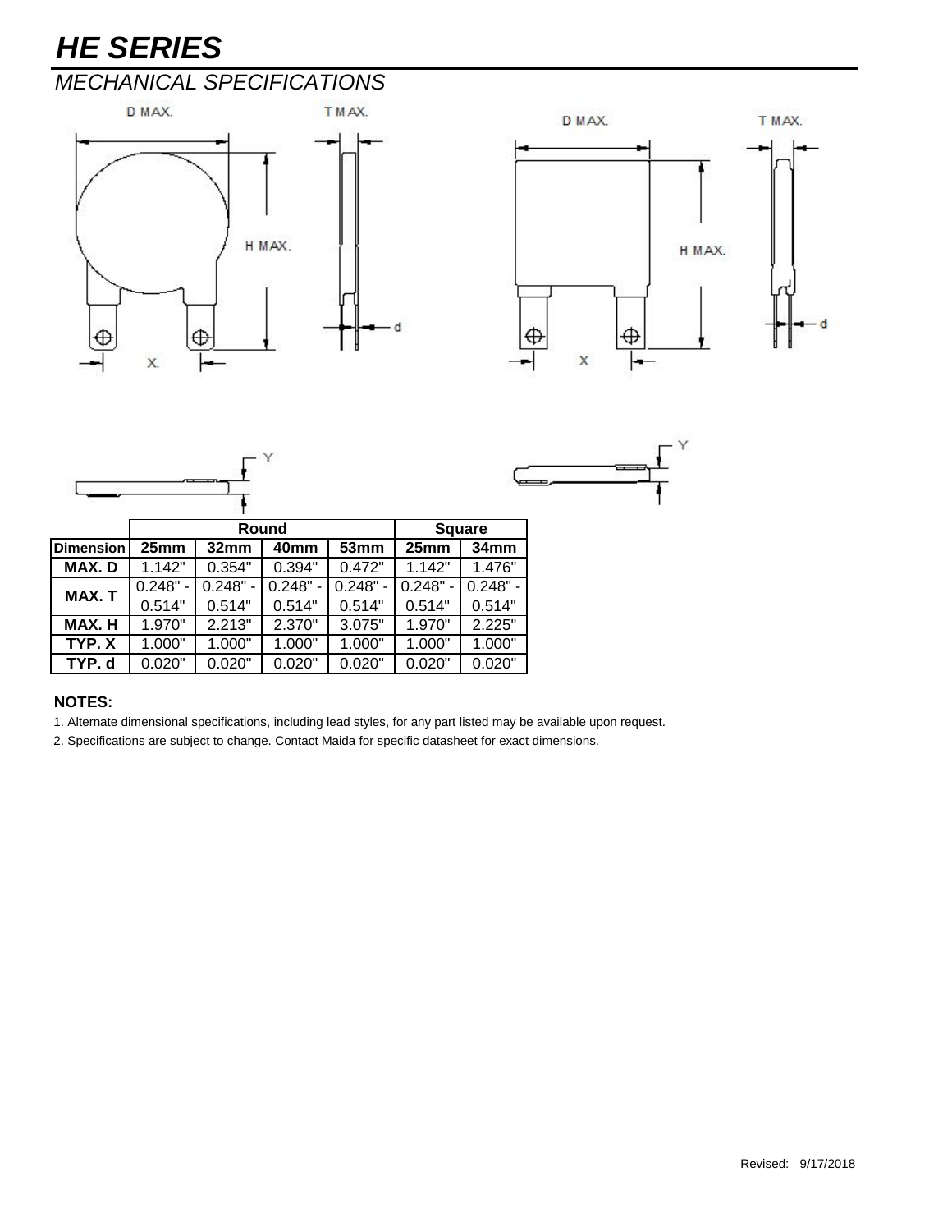# *HE SERIES*

## *MECHANICAL SPECIFICATIONS*

D MAX.

T MAX.

H MAX.

d

X.

Y

| | Round | | | | Square | |
|---|---|---|---|---|---|---|
| **Dimension** | **25mm** | **32mm** | **40mm** | **53mm** | **25mm** | **34mm** |
| **MAX. D** | 1.142" | 0.354" | 0.394" | 0.472" | 1.142" | 1.476" |
| **MAX. T** | 0.248" - 0.514" | 0.248" - 0.514" | 0.248" - 0.514" | 0.248" - 0.514" | 0.248" - 0.514" | 0.248" - 0.514" |
| **MAX. H** | 1.970" | 2.213" | 2.370" | 3.075" | 1.970" | 2.225" |
| **TYP. X** | 1.000" | 1.000" | 1.000" | 1.000" | 1.000" | 1.000" |
| **TYP. d** | 0.020" | 0.020" | 0.020" | 0.020" | 0.020" | 0.020" |

**NOTES:**

1. Alternate dimensional specifications, including lead styles, for any part listed may be available upon request.
2. Specifications are subject to change. Contact Maida for specific datasheet for exact dimensions.

Revised: 9/17/2018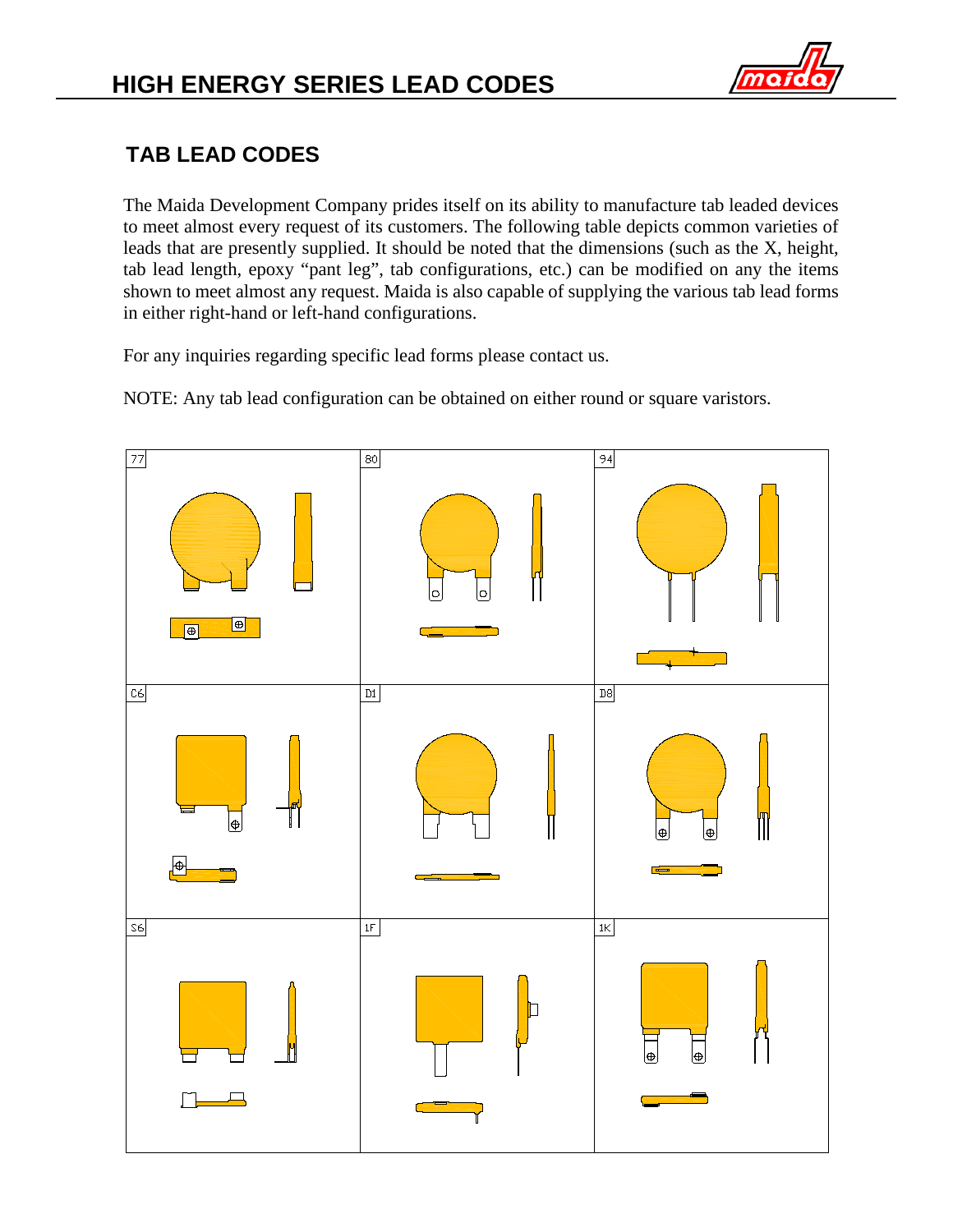# HIGH ENERGY SERIES LEAD CODES

## TAB LEAD CODES

The Maida Development Company prides itself on its ability to manufacture tab leaded devices to meet almost every request of its customers. The following table depicts common varieties of leads that are presently supplied. It should be noted that the dimensions (such as the X, height, tab lead length, epoxy "pant leg", tab configurations, etc.) can be modified on any the items shown to meet almost any request. Maida is also capable of supplying the various tab lead forms in either right-hand or left-hand configurations.

For any inquiries regarding specific lead forms please contact us.

NOTE: Any tab lead configuration can be obtained on either round or square varistors.

77

80

94

C6

D1

D8

S6

1F

1K